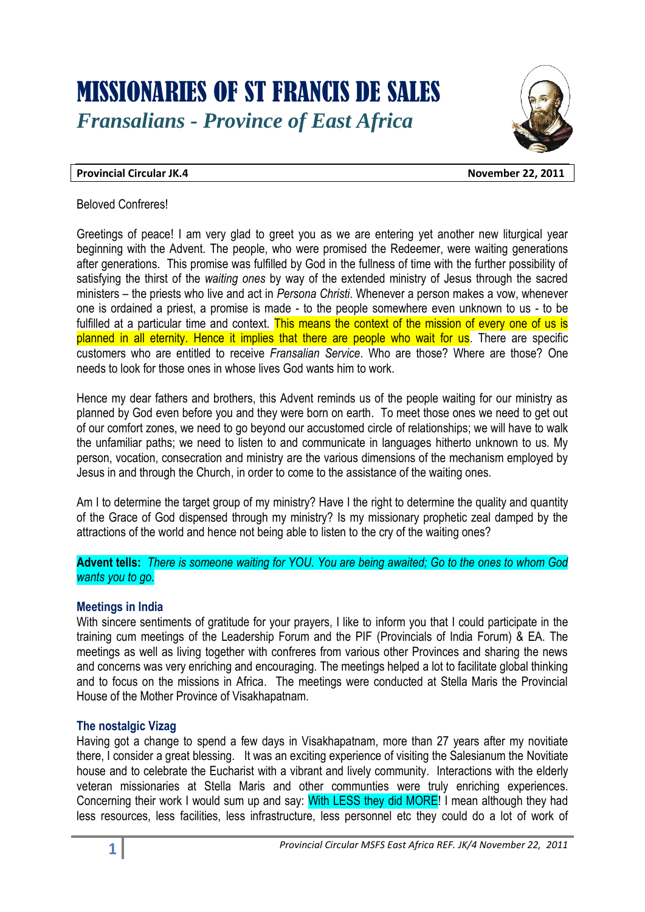# MISSIONARIES OF ST FRANCIS DE SALES

## *Fransalians - Province of East Africa*

**Provincial Circular JK.4** **November 22, 2011**

Beloved Confreres!

Greetings of peace! I am very glad to greet you as we are entering yet another new liturgical year beginning with the Advent. The people, who were promised the Redeemer, were waiting generations after generations. This promise was fulfilled by God in the fullness of time with the further possibility of satisfying the thirst of the *waiting ones* by way of the extended ministry of Jesus through the sacred ministers – the priests who live and act in *Persona Christi*. Whenever a person makes a vow, whenever one is ordained a priest, a promise is made - to the people somewhere even unknown to us - to be fulfilled at a particular time and context. This means the context of the mission of every one of us is planned in all eternity. Hence it implies that there are people who wait for us. There are specific customers who are entitled to receive *Fransalian Service*. Who are those? Where are those? One needs to look for those ones in whose lives God wants him to work.

Hence my dear fathers and brothers, this Advent reminds us of the people waiting for our ministry as planned by God even before you and they were born on earth. To meet those ones we need to get out of our comfort zones, we need to go beyond our accustomed circle of relationships; we will have to walk the unfamiliar paths; we need to listen to and communicate in languages hitherto unknown to us. My person, vocation, consecration and ministry are the various dimensions of the mechanism employed by Jesus in and through the Church, in order to come to the assistance of the waiting ones.

Am I to determine the target group of my ministry? Have I the right to determine the quality and quantity of the Grace of God dispensed through my ministry? Is my missionary prophetic zeal damped by the attractions of the world and hence not being able to listen to the cry of the waiting ones?

**Advent tells:** *There is someone waiting for YOU. You are being awaited; Go to the ones to whom God wants you to go.*

### Meetings in India

With sincere sentiments of gratitude for your prayers, I like to inform you that I could participate in the training cum meetings of the Leadership Forum and the PIF (Provincials of India Forum) & EA. The meetings as well as living together with confreres from various other Provinces and sharing the news and concerns was very enriching and encouraging. The meetings helped a lot to facilitate global thinking and to focus on the missions in Africa. The meetings were conducted at Stella Maris the Provincial House of the Mother Province of Visakhapatnam.

### The nostalgic Vizag

Having got a change to spend a few days in Visakhapatnam, more than 27 years after my novitiate there, I consider a great blessing. It was an exciting experience of visiting the Salesianum the Novitiate house and to celebrate the Eucharist with a vibrant and lively community. Interactions with the elderly veteran missionaries at Stella Maris and other communties were truly enriching experiences. Concerning their work I would sum up and say: With LESS they did MORE! I mean although they had less resources, less facilities, less infrastructure, less personnel etc they could do a lot of work of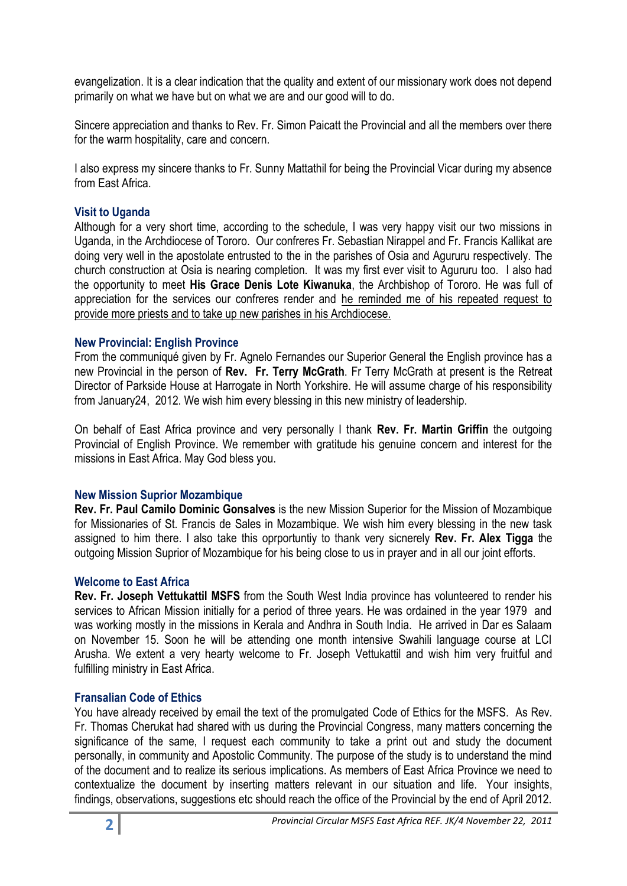evangelization. It is a clear indication that the quality and extent of our missionary work does not depend primarily on what we have but on what we are and our good will to do.

Sincere appreciation and thanks to Rev. Fr. Simon Paicatt the Provincial and all the members over there for the warm hospitality, care and concern.

I also express my sincere thanks to Fr. Sunny Mattathil for being the Provincial Vicar during my absence from East Africa.

### Visit to Uganda

Although for a very short time, according to the schedule, I was very happy visit our two missions in Uganda, in the Archdiocese of Tororo. Our confreres Fr. Sebastian Nirappel and Fr. Francis Kallikat are doing very well in the apostolate entrusted to the in the parishes of Osia and Agururu respectively. The church construction at Osia is nearing completion. It was my first ever visit to Agururu too. I also had the opportunity to meet **His Grace Denis Lote Kiwanuka**, the Archbishop of Tororo. He was full of appreciation for the services our confreres render and <u>he reminded me of his repeated request to provide more priests and to take up new parishes in his Archdiocese.</u>

### New Provincial: English Province

From the communiqué given by Fr. Agnelo Fernandes our Superior General the English province has a new Provincial in the person of **Rev. Fr. Terry McGrath**. Fr Terry McGrath at present is the Retreat Director of Parkside House at Harrogate in North Yorkshire. He will assume charge of his responsibility from January24, 2012. We wish him every blessing in this new ministry of leadership.

On behalf of East Africa province and very personally I thank **Rev. Fr. Martin Griffin** the outgoing Provincial of English Province. We remember with gratitude his genuine concern and interest for the missions in East Africa. May God bless you.

### New Mission Suprior Mozambique

**Rev. Fr. Paul Camilo Dominic Gonsalves** is the new Mission Superior for the Mission of Mozambique for Missionaries of St. Francis de Sales in Mozambique. We wish him every blessing in the new task assigned to him there. I also take this oprportuntiy to thank very sicnerely **Rev. Fr. Alex Tigga** the outgoing Mission Suprior of Mozambique for his being close to us in prayer and in all our joint efforts.

### Welcome to East Africa

**Rev. Fr. Joseph Vettukattil MSFS** from the South West India province has volunteered to render his services to African Mission initially for a period of three years. He was ordained in the year 1979 and was working mostly in the missions in Kerala and Andhra in South India. He arrived in Dar es Salaam on November 15. Soon he will be attending one month intensive Swahili language course at LCI Arusha. We extent a very hearty welcome to Fr. Joseph Vettukattil and wish him very fruitful and fulfilling ministry in East Africa.

### Fransalian Code of Ethics

You have already received by email the text of the promulgated Code of Ethics for the MSFS. As Rev. Fr. Thomas Cherukat had shared with us during the Provincial Congress, many matters concerning the significance of the same, I request each community to take a print out and study the document personally, in community and Apostolic Community. The purpose of the study is to understand the mind of the document and to realize its serious implications. As members of East Africa Province we need to contextualize the document by inserting matters relevant in our situation and life. Your insights, findings, observations, suggestions etc should reach the office of the Provincial by the end of April 2012.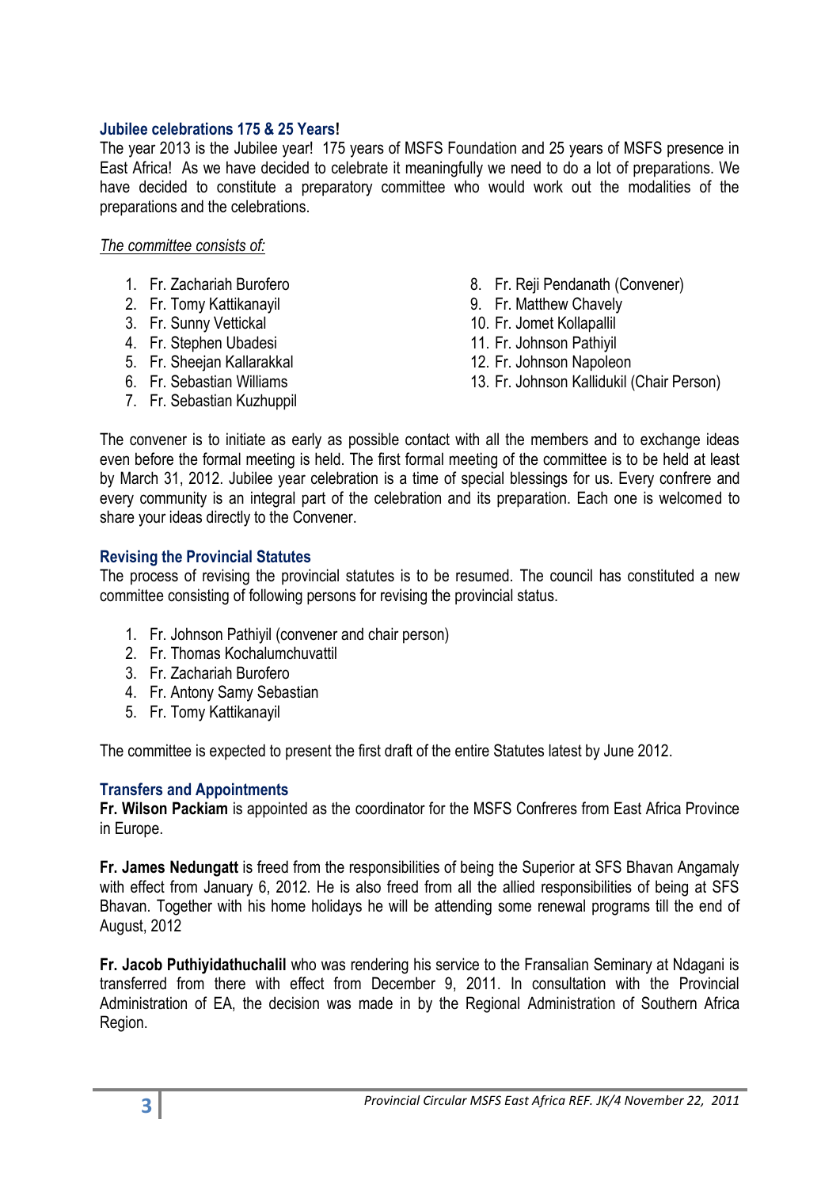### Jubilee celebrations 175 & 25 Years!

The year 2013 is the Jubilee year! 175 years of MSFS Foundation and 25 years of MSFS presence in East Africa! As we have decided to celebrate it meaningfully we need to do a lot of preparations. We have decided to constitute a preparatory committee who would work out the modalities of the preparations and the celebrations.

*The committee consists of:*

1. Fr. Zachariah Burofero
2. Fr. Tomy Kattikanayil
3. Fr. Sunny Vettickal
4. Fr. Stephen Ubadesi
5. Fr. Sheejan Kallarakkal
6. Fr. Sebastian Williams
7. Fr. Sebastian Kuzhuppil
8. Fr. Reji Pendanath (Convener)
9. Fr. Matthew Chavely
10. Fr. Jomet Kollapallil
11. Fr. Johnson Pathiyil
12. Fr. Johnson Napoleon
13. Fr. Johnson Kallidukil (Chair Person)

The convener is to initiate as early as possible contact with all the members and to exchange ideas even before the formal meeting is held. The first formal meeting of the committee is to be held at least by March 31, 2012. Jubilee year celebration is a time of special blessings for us. Every confrere and every community is an integral part of the celebration and its preparation. Each one is welcomed to share your ideas directly to the Convener.

### Revising the Provincial Statutes

The process of revising the provincial statutes is to be resumed. The council has constituted a new committee consisting of following persons for revising the provincial status.

1. Fr. Johnson Pathiyil (convener and chair person)
2. Fr. Thomas Kochalumchuvattil
3. Fr. Zachariah Burofero
4. Fr. Antony Samy Sebastian
5. Fr. Tomy Kattikanayil

The committee is expected to present the first draft of the entire Statutes latest by June 2012.

### Transfers and Appointments

**Fr. Wilson Packiam** is appointed as the coordinator for the MSFS Confreres from East Africa Province in Europe.

**Fr. James Nedungatt** is freed from the responsibilities of being the Superior at SFS Bhavan Angamaly with effect from January 6, 2012. He is also freed from all the allied responsibilities of being at SFS Bhavan. Together with his home holidays he will be attending some renewal programs till the end of August, 2012

**Fr. Jacob Puthiyidathuchalil** who was rendering his service to the Fransalian Seminary at Ndagani is transferred from there with effect from December 9, 2011. In consultation with the Provincial Administration of EA, the decision was made in by the Regional Administration of Southern Africa Region.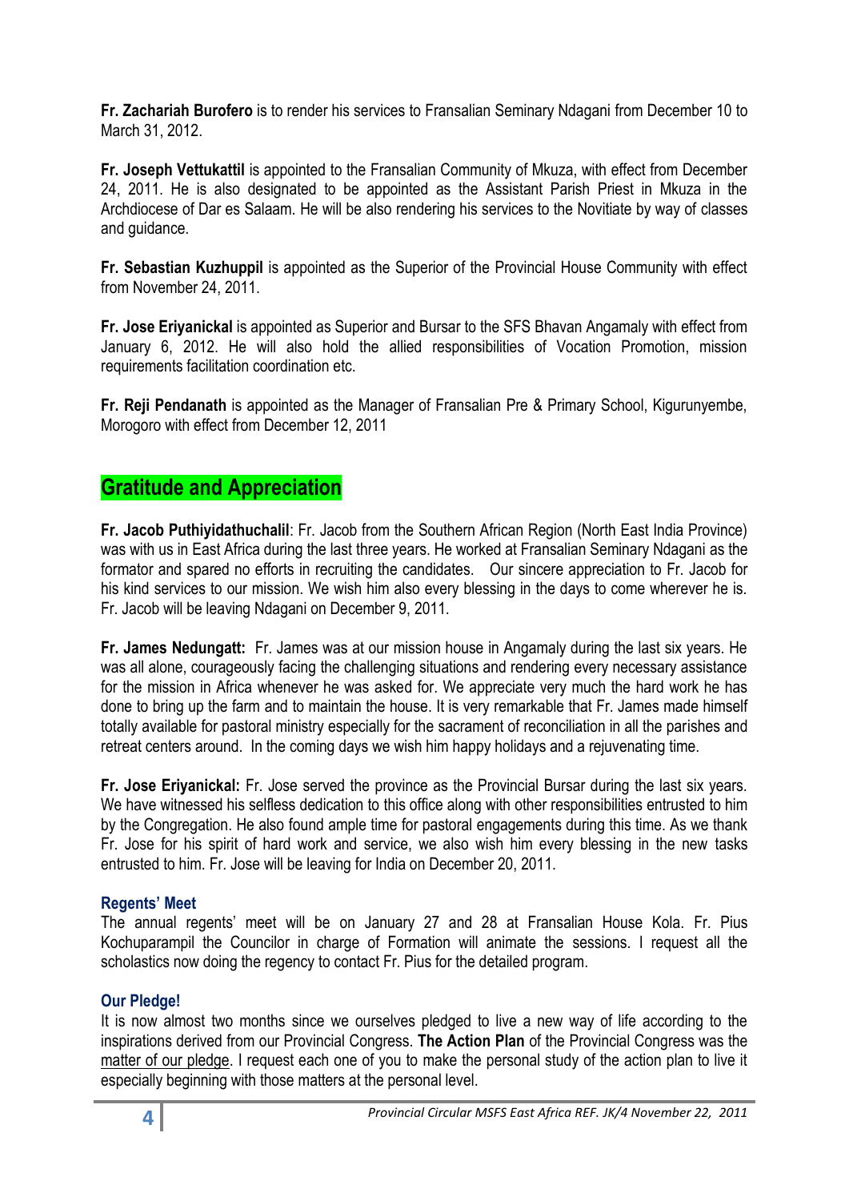**Fr. Zachariah Burofero** is to render his services to Fransalian Seminary Ndagani from December 10 to March 31, 2012.

**Fr. Joseph Vettukattil** is appointed to the Fransalian Community of Mkuza, with effect from December 24, 2011. He is also designated to be appointed as the Assistant Parish Priest in Mkuza in the Archdiocese of Dar es Salaam. He will be also rendering his services to the Novitiate by way of classes and guidance.

**Fr. Sebastian Kuzhuppil** is appointed as the Superior of the Provincial House Community with effect from November 24, 2011.

**Fr. Jose Eriyanickal** is appointed as Superior and Bursar to the SFS Bhavan Angamaly with effect from January 6, 2012. He will also hold the allied responsibilities of Vocation Promotion, mission requirements facilitation coordination etc.

**Fr. Reji Pendanath** is appointed as the Manager of Fransalian Pre & Primary School, Kigurunyembe, Morogoro with effect from December 12, 2011

## Gratitude and Appreciation

**Fr. Jacob Puthiyidathuchalil**: Fr. Jacob from the Southern African Region (North East India Province) was with us in East Africa during the last three years. He worked at Fransalian Seminary Ndagani as the formator and spared no efforts in recruiting the candidates. Our sincere appreciation to Fr. Jacob for his kind services to our mission. We wish him also every blessing in the days to come wherever he is. Fr. Jacob will be leaving Ndagani on December 9, 2011.

**Fr. James Nedungatt:** Fr. James was at our mission house in Angamaly during the last six years. He was all alone, courageously facing the challenging situations and rendering every necessary assistance for the mission in Africa whenever he was asked for. We appreciate very much the hard work he has done to bring up the farm and to maintain the house. It is very remarkable that Fr. James made himself totally available for pastoral ministry especially for the sacrament of reconciliation in all the parishes and retreat centers around. In the coming days we wish him happy holidays and a rejuvenating time.

**Fr. Jose Eriyanickal:** Fr. Jose served the province as the Provincial Bursar during the last six years. We have witnessed his selfless dedication to this office along with other responsibilities entrusted to him by the Congregation. He also found ample time for pastoral engagements during this time. As we thank Fr. Jose for his spirit of hard work and service, we also wish him every blessing in the new tasks entrusted to him. Fr. Jose will be leaving for India on December 20, 2011.

### Regents' Meet

The annual regents' meet will be on January 27 and 28 at Fransalian House Kola. Fr. Pius Kochuparampil the Councilor in charge of Formation will animate the sessions. I request all the scholastics now doing the regency to contact Fr. Pius for the detailed program.

### Our Pledge!

It is now almost two months since we ourselves pledged to live a new way of life according to the inspirations derived from our Provincial Congress. **The Action Plan** of the Provincial Congress was the matter of our pledge. I request each one of you to make the personal study of the action plan to live it especially beginning with those matters at the personal level.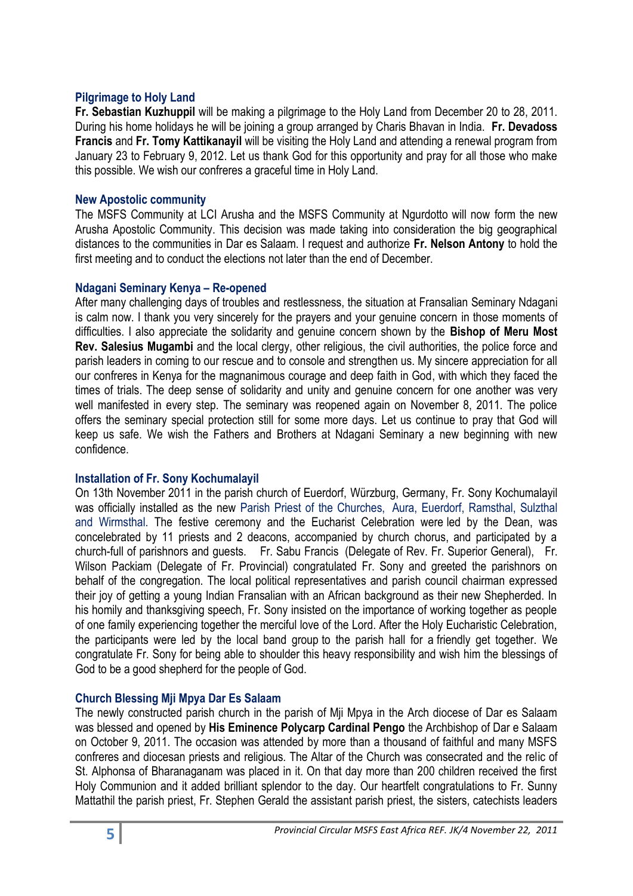### Pilgrimage to Holy Land

**Fr. Sebastian Kuzhuppil** will be making a pilgrimage to the Holy Land from December 20 to 28, 2011. During his home holidays he will be joining a group arranged by Charis Bhavan in India. **Fr. Devadoss Francis** and **Fr. Tomy Kattikanayil** will be visiting the Holy Land and attending a renewal program from January 23 to February 9, 2012. Let us thank God for this opportunity and pray for all those who make this possible. We wish our confreres a graceful time in Holy Land.

### New Apostolic community

The MSFS Community at LCI Arusha and the MSFS Community at Ngurdotto will now form the new Arusha Apostolic Community. This decision was made taking into consideration the big geographical distances to the communities in Dar es Salaam. I request and authorize **Fr. Nelson Antony** to hold the first meeting and to conduct the elections not later than the end of December.

### Ndagani Seminary Kenya – Re-opened

After many challenging days of troubles and restlessness, the situation at Fransalian Seminary Ndagani is calm now. I thank you very sincerely for the prayers and your genuine concern in those moments of difficulties. I also appreciate the solidarity and genuine concern shown by the **Bishop of Meru Most Rev. Salesius Mugambi** and the local clergy, other religious, the civil authorities, the police force and parish leaders in coming to our rescue and to console and strengthen us. My sincere appreciation for all our confreres in Kenya for the magnanimous courage and deep faith in God, with which they faced the times of trials. The deep sense of solidarity and unity and genuine concern for one another was very well manifested in every step. The seminary was reopened again on November 8, 2011. The police offers the seminary special protection still for some more days. Let us continue to pray that God will keep us safe. We wish the Fathers and Brothers at Ndagani Seminary a new beginning with new confidence.

### Installation of Fr. Sony Kochumalayil

On 13th November 2011 in the parish church of Euerdorf, Würzburg, Germany, Fr. Sony Kochumalayil was officially installed as the new Parish Priest of the Churches, Aura, Euerdorf, Ramsthal, Sulzthal and Wirmsthal. The festive ceremony and the Eucharist Celebration were led by the Dean, was concelebrated by 11 priests and 2 deacons, accompanied by church chorus, and participated by a church-full of parishnors and guests. Fr. Sabu Francis (Delegate of Rev. Fr. Superior General), Fr. Wilson Packiam (Delegate of Fr. Provincial) congratulated Fr. Sony and greeted the parishnors on behalf of the congregation. The local political representatives and parish council chairman expressed their joy of getting a young Indian Fransalian with an African background as their new Shepherded. In his homily and thanksgiving speech, Fr. Sony insisted on the importance of working together as people of one family experiencing together the merciful love of the Lord. After the Holy Eucharistic Celebration, the participants were led by the local band group to the parish hall for a friendly get together. We congratulate Fr. Sony for being able to shoulder this heavy responsibility and wish him the blessings of God to be a good shepherd for the people of God.

### Church Blessing Mji Mpya Dar Es Salaam

The newly constructed parish church in the parish of Mji Mpya in the Arch diocese of Dar es Salaam was blessed and opened by **His Eminence Polycarp Cardinal Pengo** the Archbishop of Dar e Salaam on October 9, 2011. The occasion was attended by more than a thousand of faithful and many MSFS confreres and diocesan priests and religious. The Altar of the Church was consecrated and the relic of St. Alphonsa of Bharanaganam was placed in it. On that day more than 200 children received the first Holy Communion and it added brilliant splendor to the day. Our heartfelt congratulations to Fr. Sunny Mattathil the parish priest, Fr. Stephen Gerald the assistant parish priest, the sisters, catechists leaders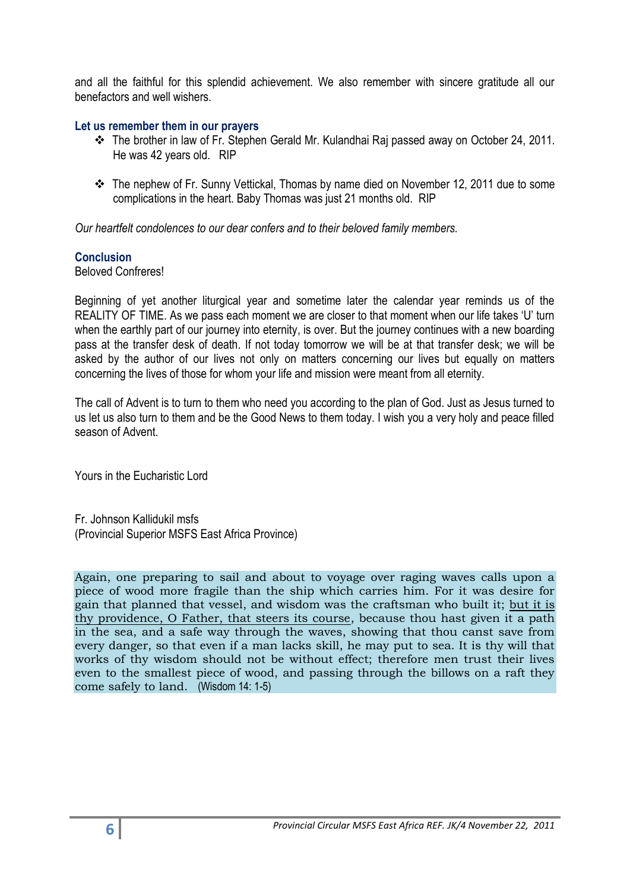and all the faithful for this splendid achievement. We also remember with sincere gratitude all our benefactors and well wishers.

### Let us remember them in our prayers

- The brother in law of Fr. Stephen Gerald Mr. Kulandhai Raj passed away on October 24, 2011. He was 42 years old.   RIP

- The nephew of Fr. Sunny Vettickal, Thomas by name died on November 12, 2011 due to some complications in the heart. Baby Thomas was just 21 months old.  RIP

*Our heartfelt condolences to our dear confers and to their beloved family members.*

### Conclusion

Beloved Confreres!

Beginning of yet another liturgical year and sometime later the calendar year reminds us of the REALITY OF TIME. As we pass each moment we are closer to that moment when our life takes 'U' turn when the earthly part of our journey into eternity, is over. But the journey continues with a new boarding pass at the transfer desk of death. If not today tomorrow we will be at that transfer desk; we will be asked by the author of our lives not only on matters concerning our lives but equally on matters concerning the lives of those for whom your life and mission were meant from all eternity.

The call of Advent is to turn to them who need you according to the plan of God. Just as Jesus turned to us let us also turn to them and be the Good News to them today. I wish you a very holy and peace filled season of Advent.

Yours in the Eucharistic Lord

Fr. Johnson Kallidukil msfs
(Provincial Superior MSFS East Africa Province)

Again, one preparing to sail and about to voyage over raging waves calls upon a piece of wood more fragile than the ship which carries him. For it was desire for gain that planned that vessel, and wisdom was the craftsman who built it; <u>but it is thy providence, O Father, that steers its course</u>, because thou hast given it a path in the sea, and a safe way through the waves, showing that thou canst save from every danger, so that even if a man lacks skill, he may put to sea. It is thy will that works of thy wisdom should not be without effect; therefore men trust their lives even to the smallest piece of wood, and passing through the billows on a raft they come safely to land.   (Wisdom 14: 1-5)